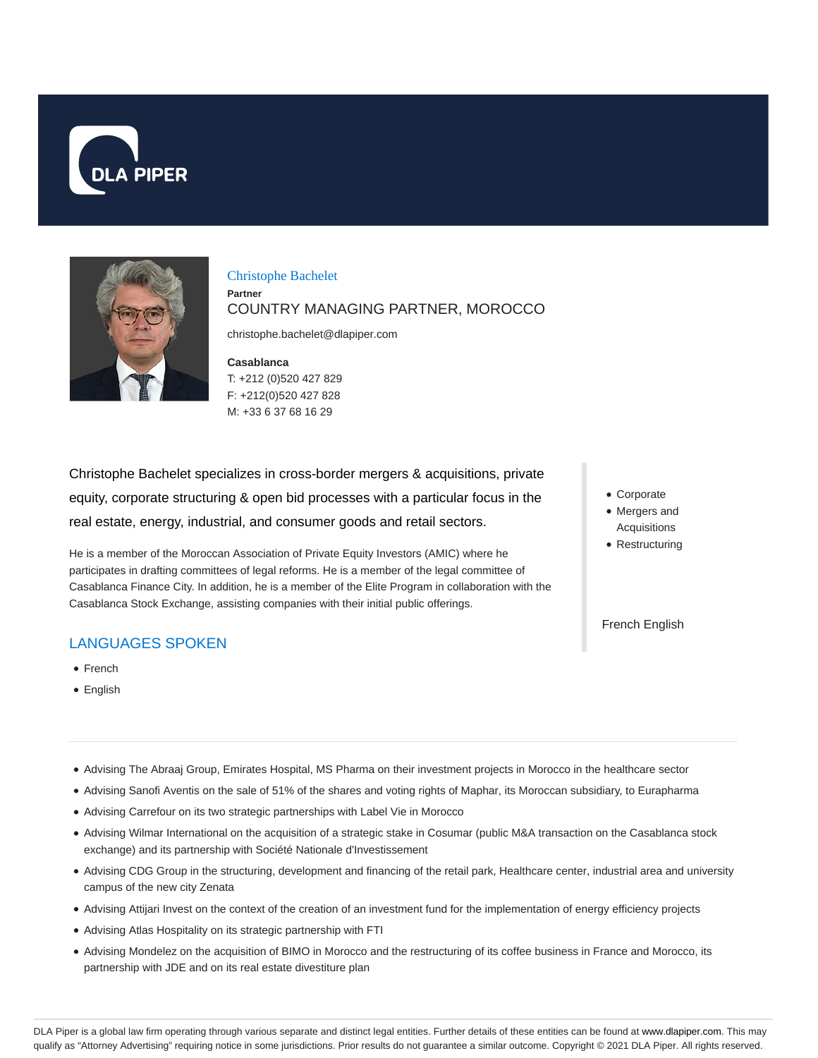# Christophe Bachelet

**Partner**

COUNTRY MANAGING PARTNER, MOROCCO

christophe.bachelet@dlapiper.com

**Casablanca**
T: +212 (0)520 427 829
F: +212(0)520 427 828
M: +33 6 37 68 16 29

Christophe Bachelet specializes in cross-border mergers & acquisitions, private equity, corporate structuring & open bid processes with a particular focus in the real estate, energy, industrial, and consumer goods and retail sectors.

He is a member of the Moroccan Association of Private Equity Investors (AMIC) where he participates in drafting committees of legal reforms. He is a member of the legal committee of Casablanca Finance City. In addition, he is a member of the Elite Program in collaboration with the Casablanca Stock Exchange, assisting companies with their initial public offerings.

- Corporate
- Mergers and Acquisitions
- Restructuring

French English

## LANGUAGES SPOKEN

- French
- English

---

- Advising The Abraaj Group, Emirates Hospital, MS Pharma on their investment projects in Morocco in the healthcare sector
- Advising Sanofi Aventis on the sale of 51% of the shares and voting rights of Maphar, its Moroccan subsidiary, to Eurapharma
- Advising Carrefour on its two strategic partnerships with Label Vie in Morocco
- Advising Wilmar International on the acquisition of a strategic stake in Cosumar (public M&A transaction on the Casablanca stock exchange) and its partnership with Société Nationale d'Investissement
- Advising CDG Group in the structuring, development and financing of the retail park, Healthcare center, industrial area and university campus of the new city Zenata
- Advising Attijari Invest on the context of the creation of an investment fund for the implementation of energy efficiency projects
- Advising Atlas Hospitality on its strategic partnership with FTI
- Advising Mondelez on the acquisition of BIMO in Morocco and the restructuring of its coffee business in France and Morocco, its partnership with JDE and on its real estate divestiture plan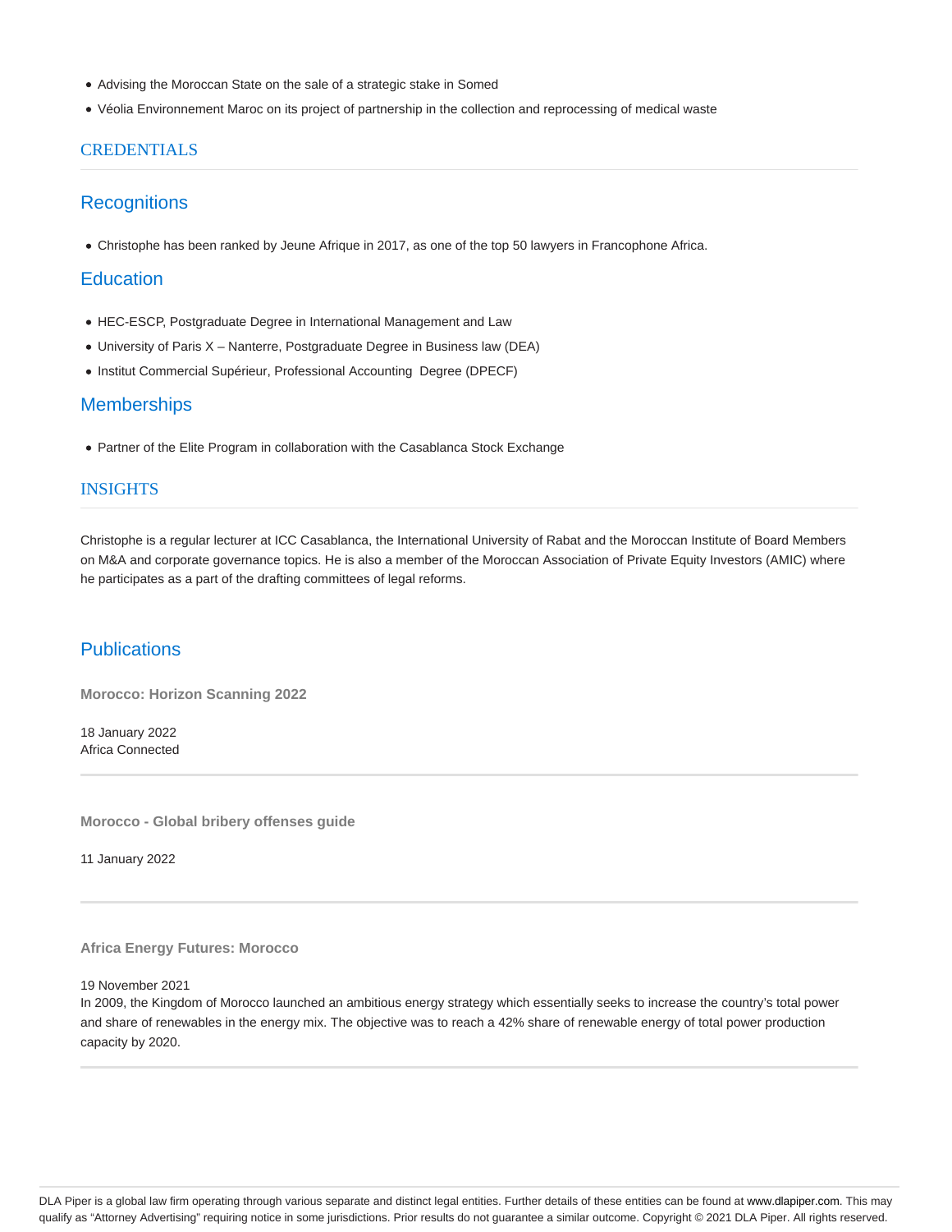- Advising the Moroccan State on the sale of a strategic stake in Somed
- Véolia Environnement Maroc on its project of partnership in the collection and reprocessing of medical waste

## CREDENTIALS

### Recognitions

- Christophe has been ranked by Jeune Afrique in 2017, as one of the top 50 lawyers in Francophone Africa.

### Education

- HEC-ESCP, Postgraduate Degree in International Management and Law
- University of Paris X – Nanterre, Postgraduate Degree in Business law (DEA)
- Institut Commercial Supérieur, Professional Accounting Degree (DPECF)

### Memberships

- Partner of the Elite Program in collaboration with the Casablanca Stock Exchange

## INSIGHTS

Christophe is a regular lecturer at ICC Casablanca, the International University of Rabat and the Moroccan Institute of Board Members on M&A and corporate governance topics. He is also a member of the Moroccan Association of Private Equity Investors (AMIC) where he participates as a part of the drafting committees of legal reforms.

### Publications

**Morocco: Horizon Scanning 2022**

18 January 2022
Africa Connected

---

**Morocco - Global bribery offenses guide**

11 January 2022

---

**Africa Energy Futures: Morocco**

19 November 2021
In 2009, the Kingdom of Morocco launched an ambitious energy strategy which essentially seeks to increase the country's total power and share of renewables in the energy mix. The objective was to reach a 42% share of renewable energy of total power production capacity by 2020.

---

DLA Piper is a global law firm operating through various separate and distinct legal entities. Further details of these entities can be found at www.dlapiper.com. This may qualify as "Attorney Advertising" requiring notice in some jurisdictions. Prior results do not guarantee a similar outcome. Copyright © 2021 DLA Piper. All rights reserved.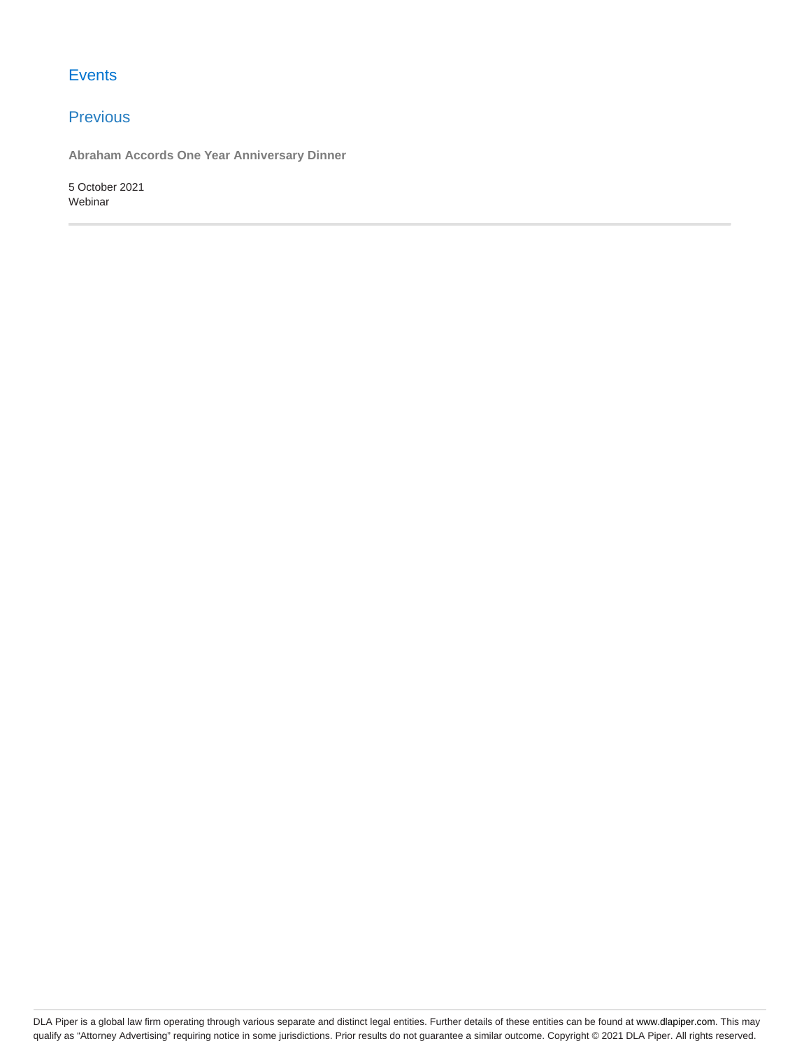## Events

### Previous

**Abraham Accords One Year Anniversary Dinner**

5 October 2021
Webinar

---

DLA Piper is a global law firm operating through various separate and distinct legal entities. Further details of these entities can be found at www.dlapiper.com. This may qualify as "Attorney Advertising" requiring notice in some jurisdictions. Prior results do not guarantee a similar outcome. Copyright © 2021 DLA Piper. All rights reserved.